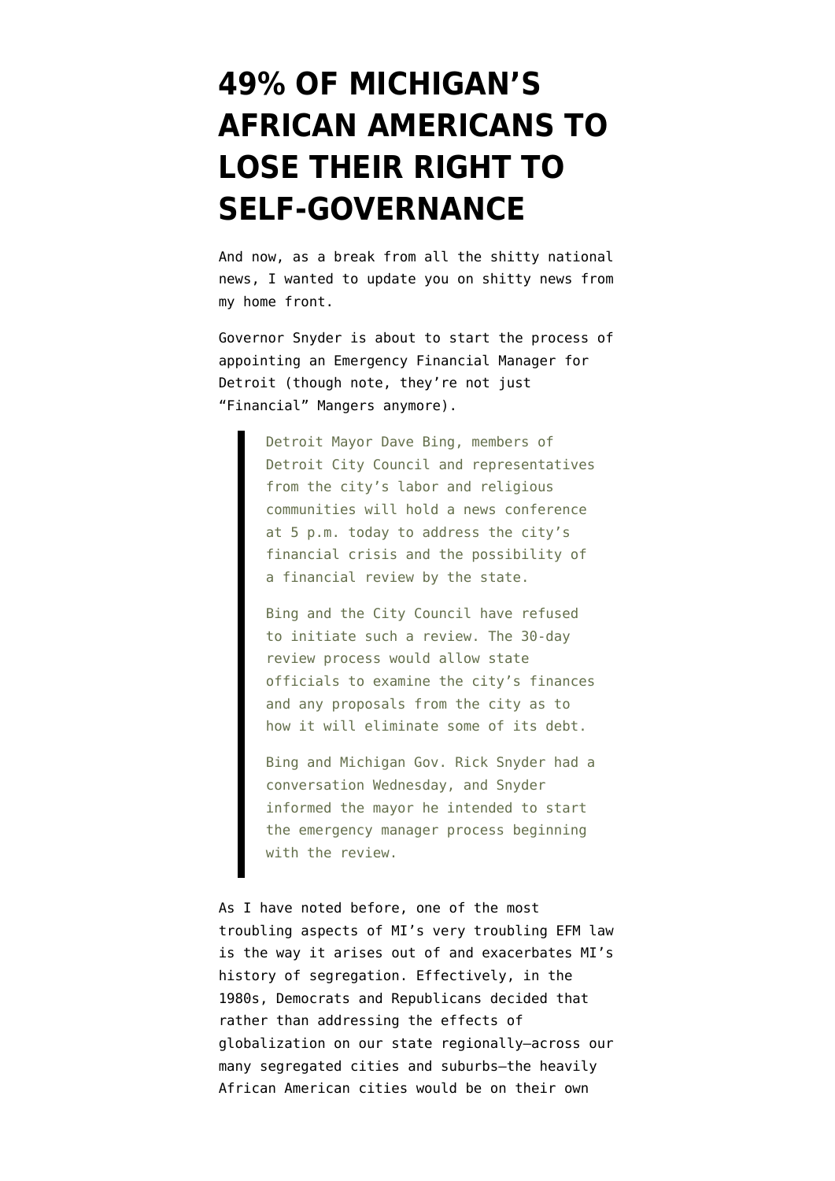# 49% OF MICHIGAN'S AFRICAN AMERICANS TO LOSE THEIR RIGHT TO SELF-GOVERNANCE

And now, as a break from all the shitty national news, I wanted to update you on shitty news from my home front.

Governor Snyder is about to start the process of appointing an Emergency Financial Manager for Detroit (though note, they're not just "Financial" Mangers anymore).

> Detroit Mayor Dave Bing, members of Detroit City Council and representatives from the city's labor and religious communities will hold a news conference at 5 p.m. today to address the city's financial crisis and the possibility of a financial review by the state.
>
> Bing and the City Council have refused to initiate such a review. The 30-day review process would allow state officials to examine the city's finances and any proposals from the city as to how it will eliminate some of its debt.
>
> Bing and Michigan Gov. Rick Snyder had a conversation Wednesday, and Snyder informed the mayor he intended to start the emergency manager process beginning with the review.

As I have noted before, one of the most troubling aspects of MI's very troubling EFM law is the way it arises out of and exacerbates MI's history of segregation. Effectively, in the 1980s, Democrats and Republicans decided that rather than addressing the effects of globalization on our state regionally—across our many segregated cities and suburbs—the heavily African American cities would be on their own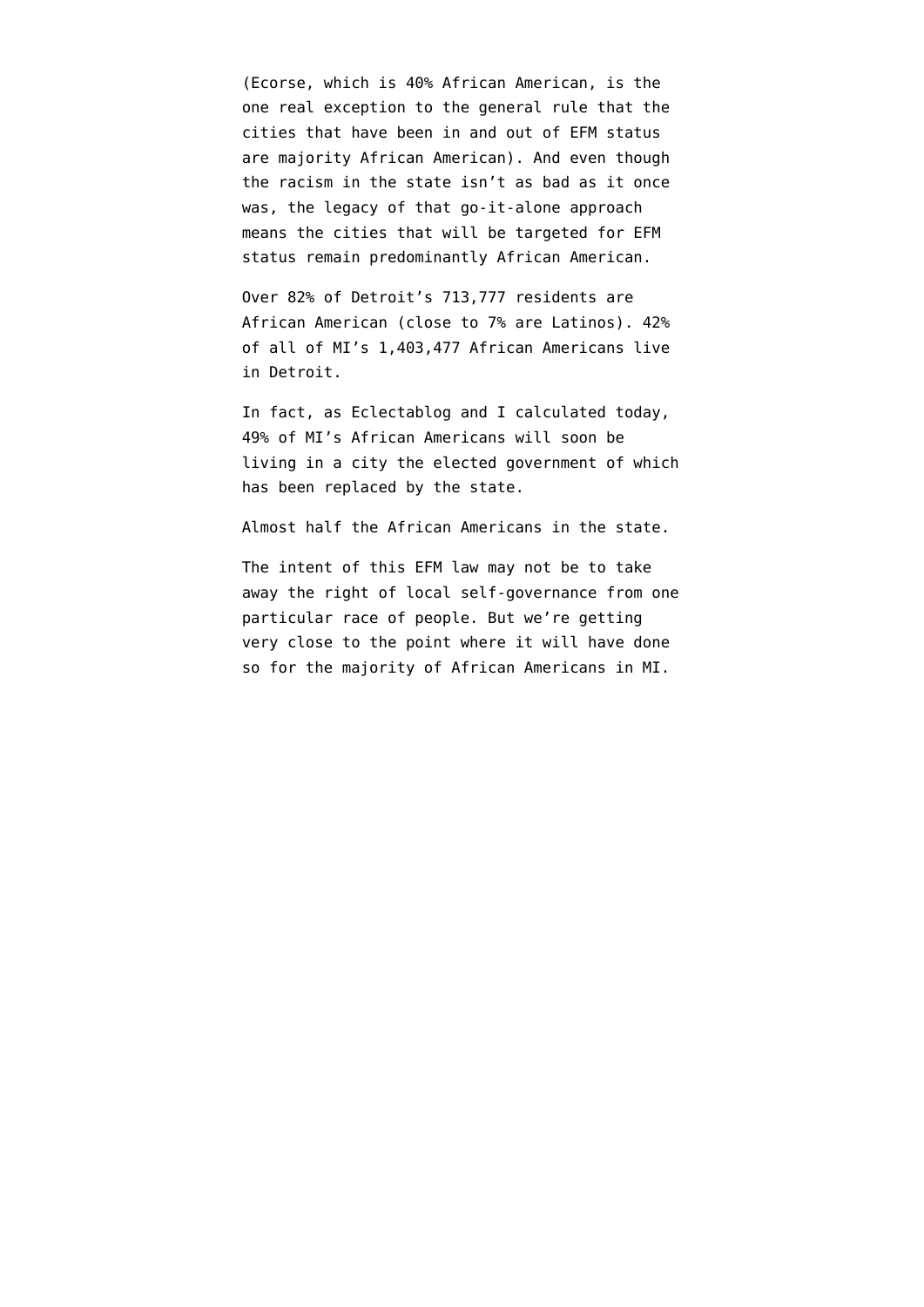(Ecorse, which is 40% African American, is the one real exception to the general rule that the cities that have been in and out of EFM status are majority African American). And even though the racism in the state isn't as bad as it once was, the legacy of that go-it-alone approach means the cities that will be targeted for EFM status remain predominantly African American.

Over 82% of Detroit's 713,777 residents are African American (close to 7% are Latinos). 42% of all of MI's 1,403,477 African Americans live in Detroit.

In fact, as Eclectablog and I calculated today, 49% of MI's African Americans will soon be living in a city the elected government of which has been replaced by the state.

Almost half the African Americans in the state.

The intent of this EFM law may not be to take away the right of local self-governance from one particular race of people. But we're getting very close to the point where it will have done so for the majority of African Americans in MI.